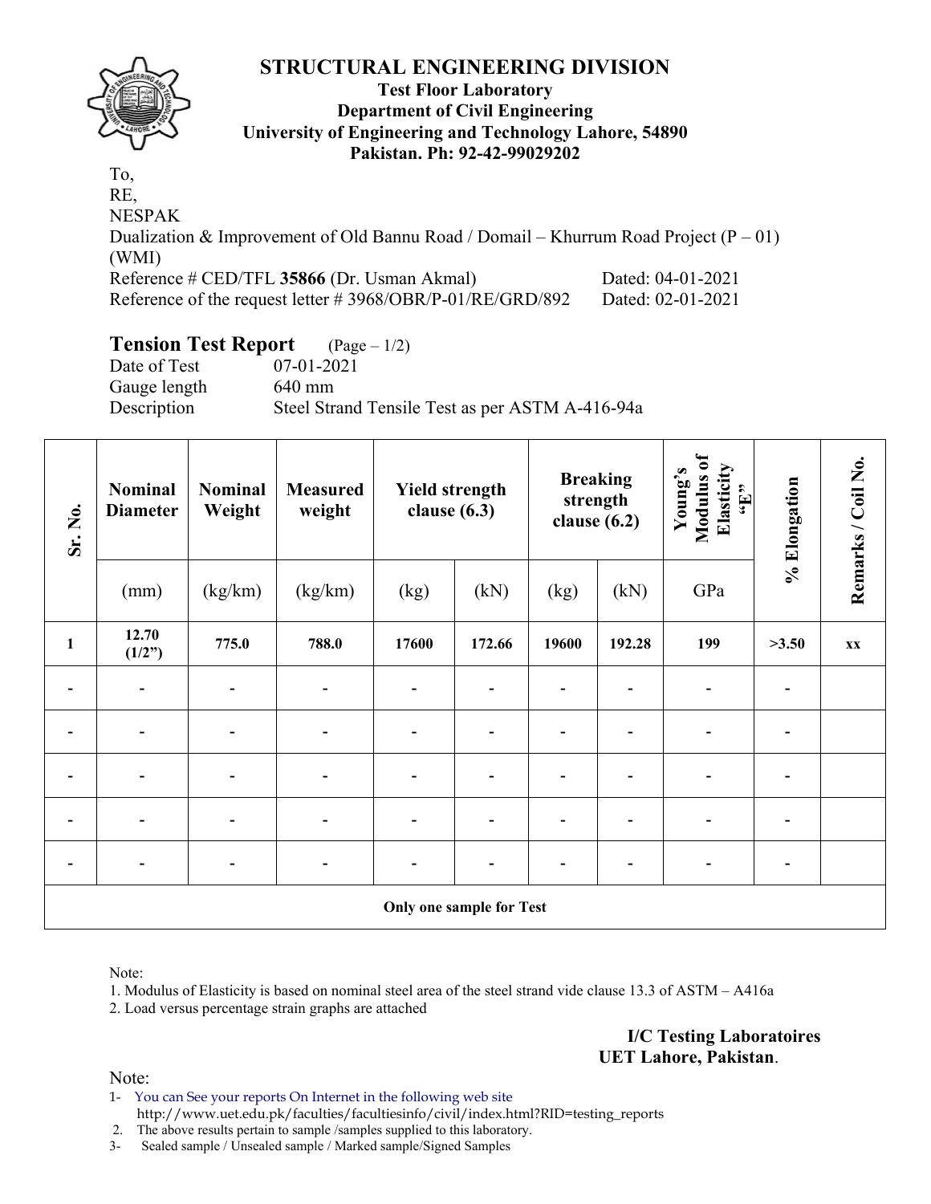# STRUCTURAL ENGINEERING DIVISION

**Test Floor Laboratory**
**Department of Civil Engineering**
**University of Engineering and Technology Lahore, 54890**
**Pakistan. Ph: 92-42-99029202**

To,
RE,
NESPAK
Dualization & Improvement of Old Bannu Road / Domail – Khurrum Road Project (P – 01) (WMI)
Reference # CED/TFL **35866** (Dr. Usman Akmal) Dated: 04-01-2021
Reference of the request letter # 3968/OBR/P-01/RE/GRD/892 Dated: 02-01-2021

## Tension Test Report (Page – 1/2)

Date of Test 07-01-2021
Gauge length 640 mm
Description Steel Strand Tensile Test as per ASTM A-416-94a

| Sr. No. | Nominal Diameter | Nominal Weight | Measured weight | Yield strength clause (6.3) | | Breaking strength clause (6.2) | | Young's Modulus of Elasticity "E" | % Elongation | Remarks / Coil No. |
|---|---|---|---|---|---|---|---|---|---|---|
| | (mm) | (kg/km) | (kg/km) | (kg) | (kN) | (kg) | (kN) | GPa | | |
| **1** | **12.70 (1/2")** | **775.0** | **788.0** | **17600** | **172.66** | **19600** | **192.28** | **199** | **>3.50** | **xx** |
| - | - | - | - | - | - | - | - | - | - | |
| - | - | - | - | - | - | - | - | - | - | |
| - | - | - | - | - | - | - | - | - | - | |
| - | - | - | - | - | - | - | - | - | - | |
| - | - | - | - | - | - | - | - | - | - | |
| **Only one sample for Test** | | | | | | | | | | |

Note:
1. Modulus of Elasticity is based on nominal steel area of the steel strand vide clause 13.3 of ASTM – A416a
2. Load versus percentage strain graphs are attached

**I/C Testing Laboratoires**
**UET Lahore, Pakistan**.

Note:
1- You can See your reports On Internet in the following web site
http://www.uet.edu.pk/faculties/facultiesinfo/civil/index.html?RID=testing_reports
2. The above results pertain to sample /samples supplied to this laboratory.
3- Sealed sample / Unsealed sample / Marked sample/Signed Samples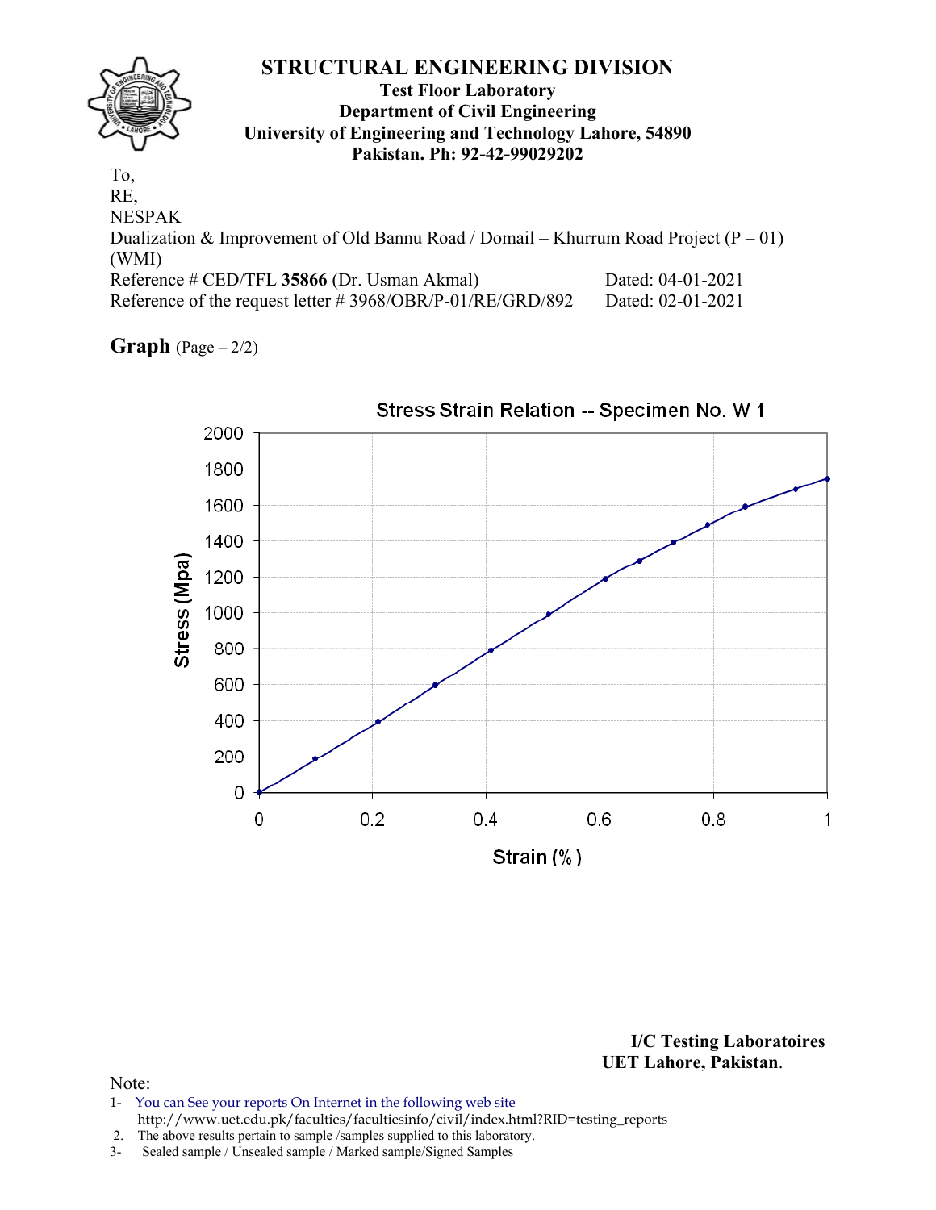# STRUCTURAL ENGINEERING DIVISION

**Test Floor Laboratory**
**Department of Civil Engineering**
**University of Engineering and Technology Lahore, 54890**
**Pakistan. Ph: 92-42-99029202**

To,
RE,
NESPAK
Dualization & Improvement of Old Bannu Road / Domail – Khurrum Road Project (P – 01) (WMI)
Reference # CED/TFL **35866** (Dr. Usman Akmal) Dated: 04-01-2021
Reference of the request letter # 3968/OBR/P-01/RE/GRD/892 Dated: 02-01-2021

**Graph** (Page – 2/2)

Stress Strain Relation -- Specimen No. W 1

Stress (Mpa)

Strain (% )

**I/C Testing Laboratoires**
**UET Lahore, Pakistan**.

Note:
1- You can See your reports On Internet in the following web site
http://www.uet.edu.pk/faculties/facultiesinfo/civil/index.html?RID=testing_reports
2. The above results pertain to sample /samples supplied to this laboratory.
3- Sealed sample / Unsealed sample / Marked sample/Signed Samples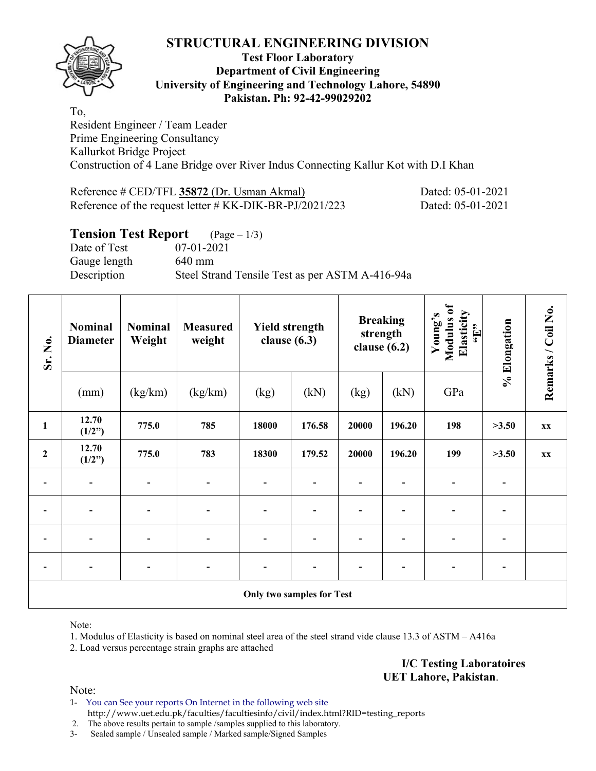# STRUCTURAL ENGINEERING DIVISION

**Test Floor Laboratory**
**Department of Civil Engineering**
**University of Engineering and Technology Lahore, 54890**
**Pakistan. Ph: 92-42-99029202**

To,
Resident Engineer / Team Leader
Prime Engineering Consultancy
Kallurkot Bridge Project
Construction of 4 Lane Bridge over River Indus Connecting Kallur Kot with D.I Khan

Reference # CED/TFL **35872** (Dr. Usman Akmal) Dated: 05-01-2021
Reference of the request letter # KK-DIK-BR-PJ/2021/223 Dated: 05-01-2021

## Tension Test Report (Page – 1/3)

Date of Test 07-01-2021
Gauge length 640 mm
Description Steel Strand Tensile Test as per ASTM A-416-94a

| Sr. No. | Nominal Diameter | Nominal Weight | Measured weight | Yield strength clause (6.3) | | Breaking strength clause (6.2) | | Young's Modulus of Elasticity "E" | % Elongation | Remarks / Coil No. |
|---|---|---|---|---|---|---|---|---|---|---|
| | (mm) | (kg/km) | (kg/km) | (kg) | (kN) | (kg) | (kN) | GPa | | |
| **1** | **12.70 (1/2")** | **775.0** | **785** | **18000** | **176.58** | **20000** | **196.20** | **198** | **>3.50** | **xx** |
| **2** | **12.70 (1/2")** | **775.0** | **783** | **18300** | **179.52** | **20000** | **196.20** | **199** | **>3.50** | **xx** |
| - | - | - | - | - | - | - | - | - | - | |
| - | - | - | - | - | - | - | - | - | - | |
| - | - | - | - | - | - | - | - | - | - | |
| - | - | - | - | - | - | - | - | - | - | |
| **Only two samples for Test** | | | | | | | | | | |

Note:

1. Modulus of Elasticity is based on nominal steel area of the steel strand vide clause 13.3 of ASTM – A416a
2. Load versus percentage strain graphs are attached

**I/C Testing Laboratoires**
**UET Lahore, Pakistan.**

Note:

1- You can See your reports On Internet in the following web site
http://www.uet.edu.pk/faculties/facultiesinfo/civil/index.html?RID=testing_reports
2. The above results pertain to sample /samples supplied to this laboratory.
3- Sealed sample / Unsealed sample / Marked sample/Signed Samples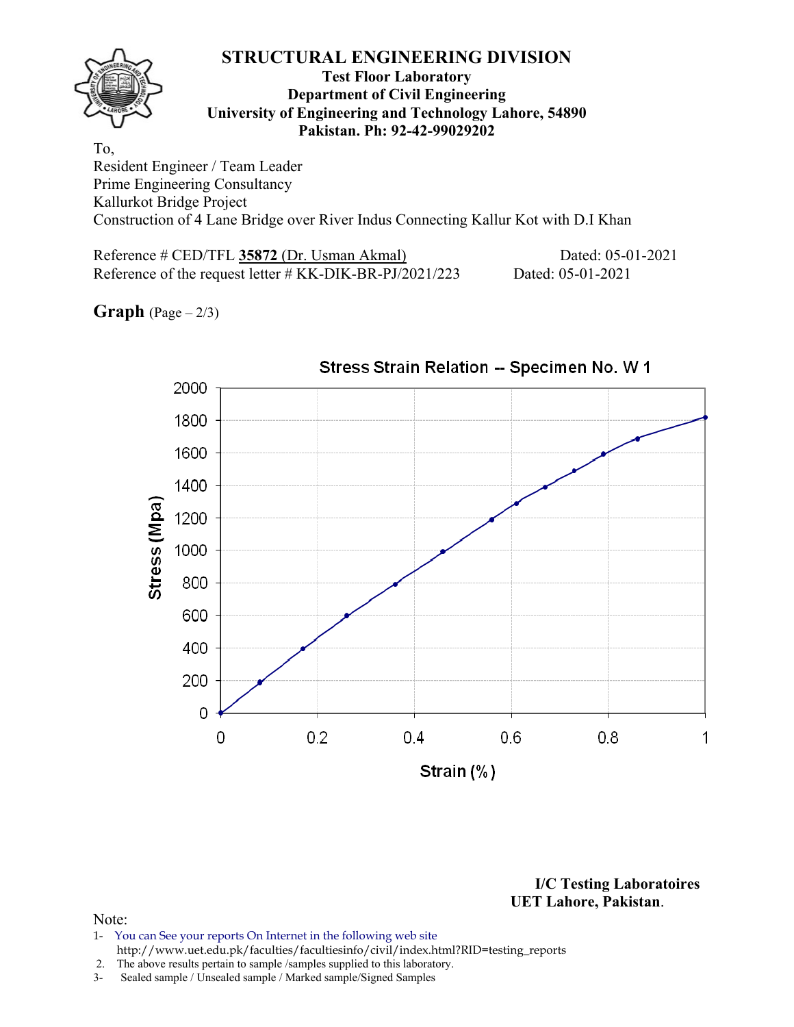# STRUCTURAL ENGINEERING DIVISION

**Test Floor Laboratory**
**Department of Civil Engineering**
**University of Engineering and Technology Lahore, 54890**
**Pakistan. Ph: 92-42-99029202**

To,
Resident Engineer / Team Leader
Prime Engineering Consultancy
Kallurkot Bridge Project
Construction of 4 Lane Bridge over River Indus Connecting Kallur Kot with D.I Khan

Reference # CED/TFL **35872** (Dr. Usman Akmal) Dated: 05-01-2021
Reference of the request letter # KK-DIK-BR-PJ/2021/223 Dated: 05-01-2021

**Graph** (Page – 2/3)

Stress Strain Relation -- Specimen No. W 1

Stress (Mpa)

Strain (%)

**I/C Testing Laboratoires**
**UET Lahore, Pakistan**.

Note:
1- You can See your reports On Internet in the following web site
http://www.uet.edu.pk/faculties/facultiesinfo/civil/index.html?RID=testing_reports
2. The above results pertain to sample /samples supplied to this laboratory.
3- Sealed sample / Unsealed sample / Marked sample/Signed Samples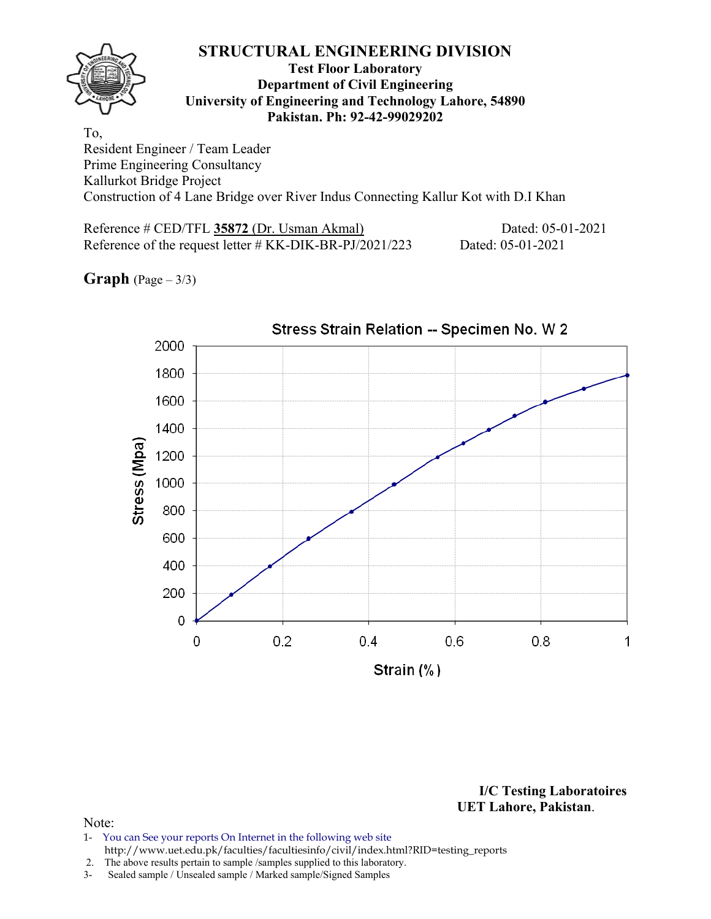# STRUCTURAL ENGINEERING DIVISION

**Test Floor Laboratory**
**Department of Civil Engineering**
**University of Engineering and Technology Lahore, 54890**
**Pakistan. Ph: 92-42-99029202**

To,
Resident Engineer / Team Leader
Prime Engineering Consultancy
Kallurkot Bridge Project
Construction of 4 Lane Bridge over River Indus Connecting Kallur Kot with D.I Khan

Reference # CED/TFL **35872** (Dr. Usman Akmal) Dated: 05-01-2021
Reference of the request letter # KK-DIK-BR-PJ/2021/223 Dated: 05-01-2021

**Graph** (Page – 3/3)

Stress Strain Relation -- Specimen No. W 2

Stress (Mpa)

Strain (%)

**I/C Testing Laboratoires**
**UET Lahore, Pakistan.**

Note:
1- You can See your reports On Internet in the following web site
http://www.uet.edu.pk/faculties/facultiesinfo/civil/index.html?RID=testing_reports
2. The above results pertain to sample /samples supplied to this laboratory.
3- Sealed sample / Unsealed sample / Marked sample/Signed Samples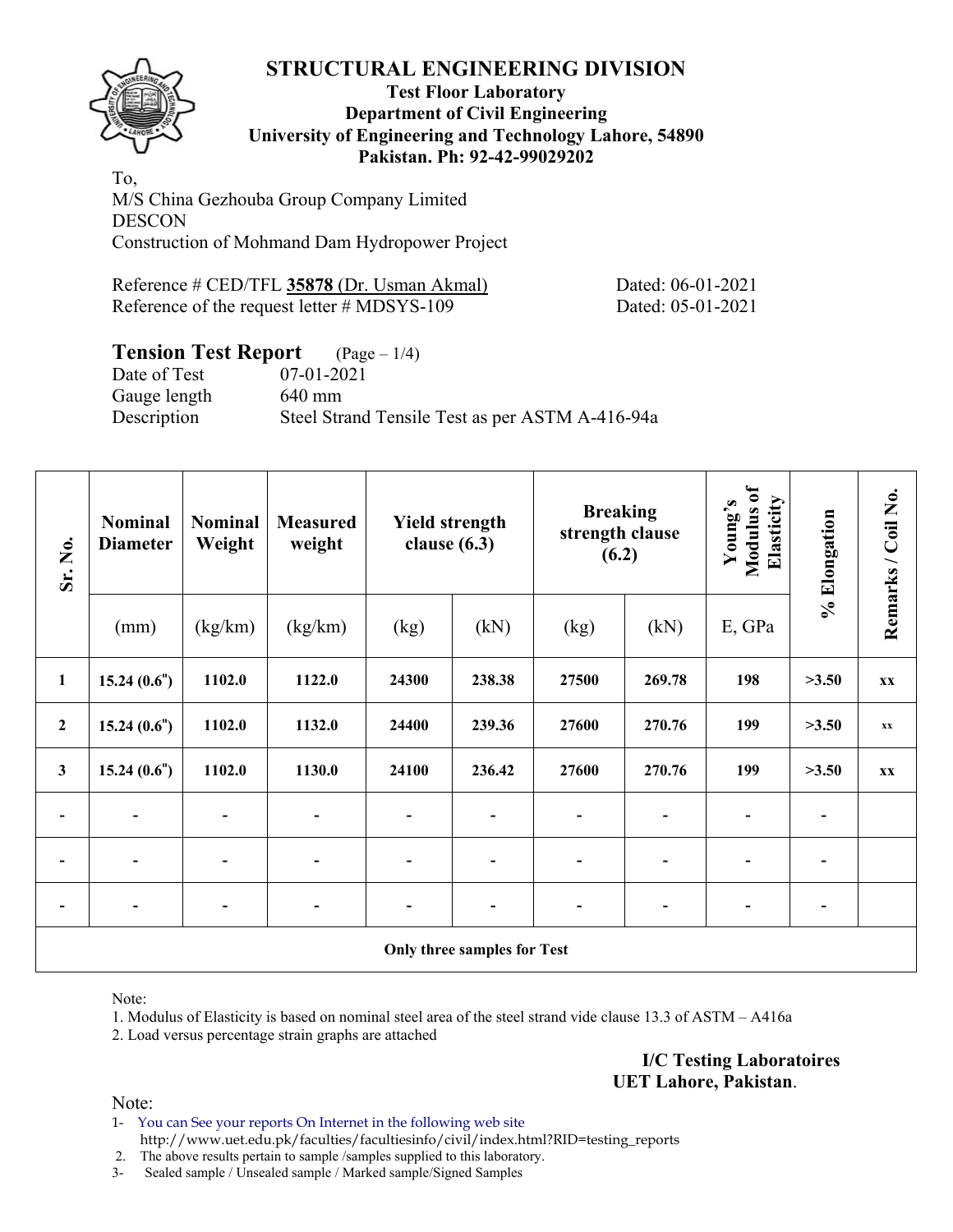# STRUCTURAL ENGINEERING DIVISION

**Test Floor Laboratory**
**Department of Civil Engineering**
**University of Engineering and Technology Lahore, 54890**
**Pakistan. Ph: 92-42-99029202**

To,
M/S China Gezhouba Group Company Limited
DESCON
Construction of Mohmand Dam Hydropower Project

Reference # CED/TFL **35878** (Dr. Usman Akmal) Dated: 06-01-2021
Reference of the request letter # MDSYS-109 Dated: 05-01-2021

## Tension Test Report (Page – 1/4)

Date of Test 07-01-2021
Gauge length 640 mm
Description Steel Strand Tensile Test as per ASTM A-416-94a

| Sr. No. | Nominal Diameter | Nominal Weight | Measured weight | Yield strength clause (6.3) | | Breaking strength clause (6.2) | | Young's Modulus of Elasticity | % Elongation | Remarks / Coil No. |
|---|---|---|---|---|---|---|---|---|---|---|
| | (mm) | (kg/km) | (kg/km) | (kg) | (kN) | (kg) | (kN) | E, GPa | | |
| **1** | **15.24 (0.6")** | **1102.0** | **1122.0** | **24300** | **238.38** | **27500** | **269.78** | **198** | **>3.50** | **xx** |
| **2** | **15.24 (0.6")** | **1102.0** | **1132.0** | **24400** | **239.36** | **27600** | **270.76** | **199** | **>3.50** | **xx** |
| **3** | **15.24 (0.6")** | **1102.0** | **1130.0** | **24100** | **236.42** | **27600** | **270.76** | **199** | **>3.50** | **xx** |
| - | - | - | - | - | - | - | - | - | - | |
| - | - | - | - | - | - | - | - | - | - | |
| - | - | - | - | - | - | - | - | - | - | |
| **Only three samples for Test** | | | | | | | | | | |

Note:
1. Modulus of Elasticity is based on nominal steel area of the steel strand vide clause 13.3 of ASTM – A416a
2. Load versus percentage strain graphs are attached

**I/C Testing Laboratoires**
**UET Lahore, Pakistan**.

Note:
1- You can See your reports On Internet in the following web site
http://www.uet.edu.pk/faculties/facultiesinfo/civil/index.html?RID=testing_reports
2. The above results pertain to sample /samples supplied to this laboratory.
3- Sealed sample / Unsealed sample / Marked sample/Signed Samples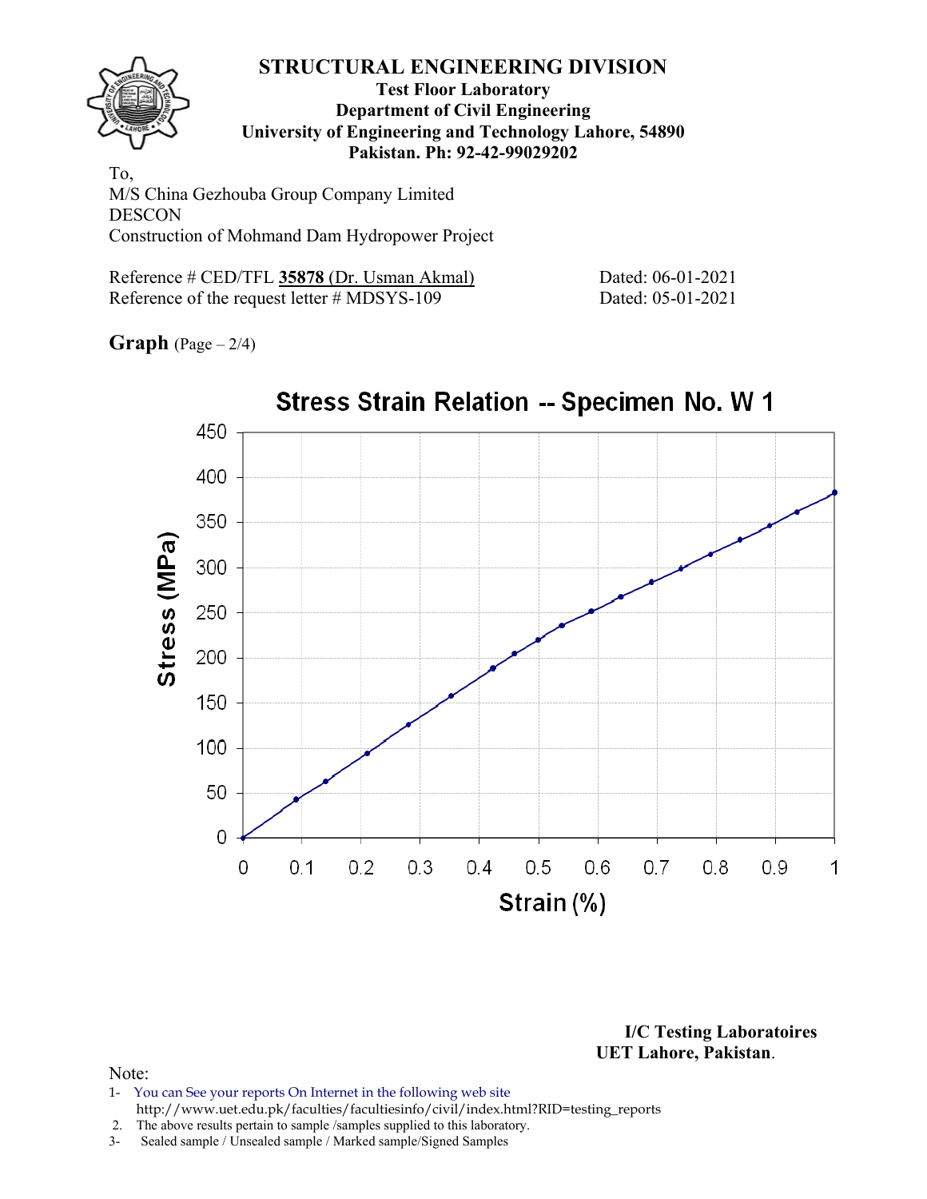# STRUCTURAL ENGINEERING DIVISION

**Test Floor Laboratory**
**Department of Civil Engineering**
**University of Engineering and Technology Lahore, 54890**
**Pakistan. Ph: 92-42-99029202**

To,
M/S China Gezhouba Group Company Limited
DESCON
Construction of Mohmand Dam Hydropower Project

Reference # CED/TFL **35878** (Dr. Usman Akmal) Dated: 06-01-2021
Reference of the request letter # MDSYS-109 Dated: 05-01-2021

**Graph** (Page – 2/4)

**Stress Strain Relation -- Specimen No. W 1**

Stress (MPa)

Strain (%)

**I/C Testing Laboratoires**
**UET Lahore, Pakistan.**

Note:

1- You can See your reports On Internet in the following web site http://www.uet.edu.pk/faculties/facultiesinfo/civil/index.html?RID=testing_reports
2. The above results pertain to sample /samples supplied to this laboratory.
3- Sealed sample / Unsealed sample / Marked sample/Signed Samples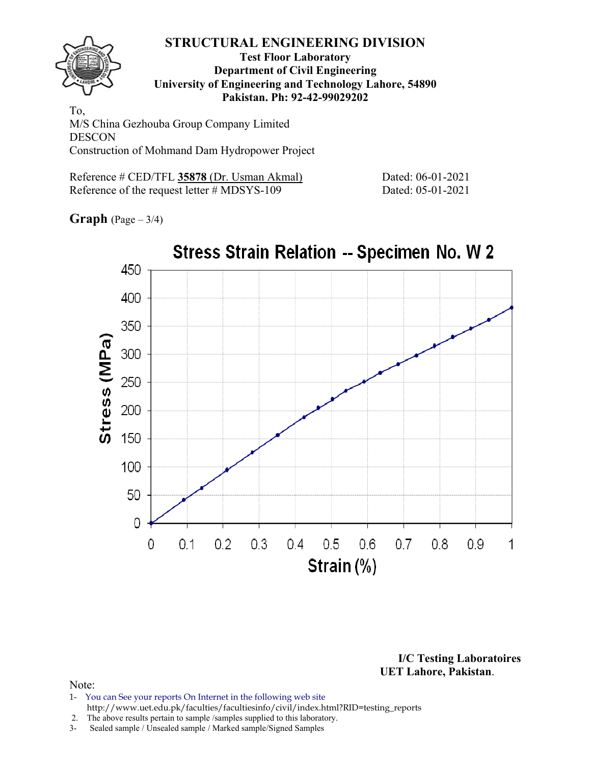# STRUCTURAL ENGINEERING DIVISION

**Test Floor Laboratory**
**Department of Civil Engineering**
**University of Engineering and Technology Lahore, 54890**
**Pakistan. Ph: 92-42-99029202**

To,
M/S China Gezhouba Group Company Limited
DESCON
Construction of Mohmand Dam Hydropower Project

Reference # CED/TFL **35878** (Dr. Usman Akmal) Dated: 06-01-2021
Reference of the request letter # MDSYS-109 Dated: 05-01-2021

**Graph** (Page – 3/4)

**Stress Strain Relation -- Specimen No. W 2**

Stress (MPa): 0, 50, 100, 150, 200, 250, 300, 350, 400, 450

Strain (%): 0, 0.1, 0.2, 0.3, 0.4, 0.5, 0.6, 0.7, 0.8, 0.9, 1

**I/C Testing Laboratoires**
**UET Lahore, Pakistan**.

Note:
1- You can See your reports On Internet in the following web site
http://www.uet.edu.pk/faculties/facultiesinfo/civil/index.html?RID=testing_reports
2. The above results pertain to sample /samples supplied to this laboratory.
3- Sealed sample / Unsealed sample / Marked sample/Signed Samples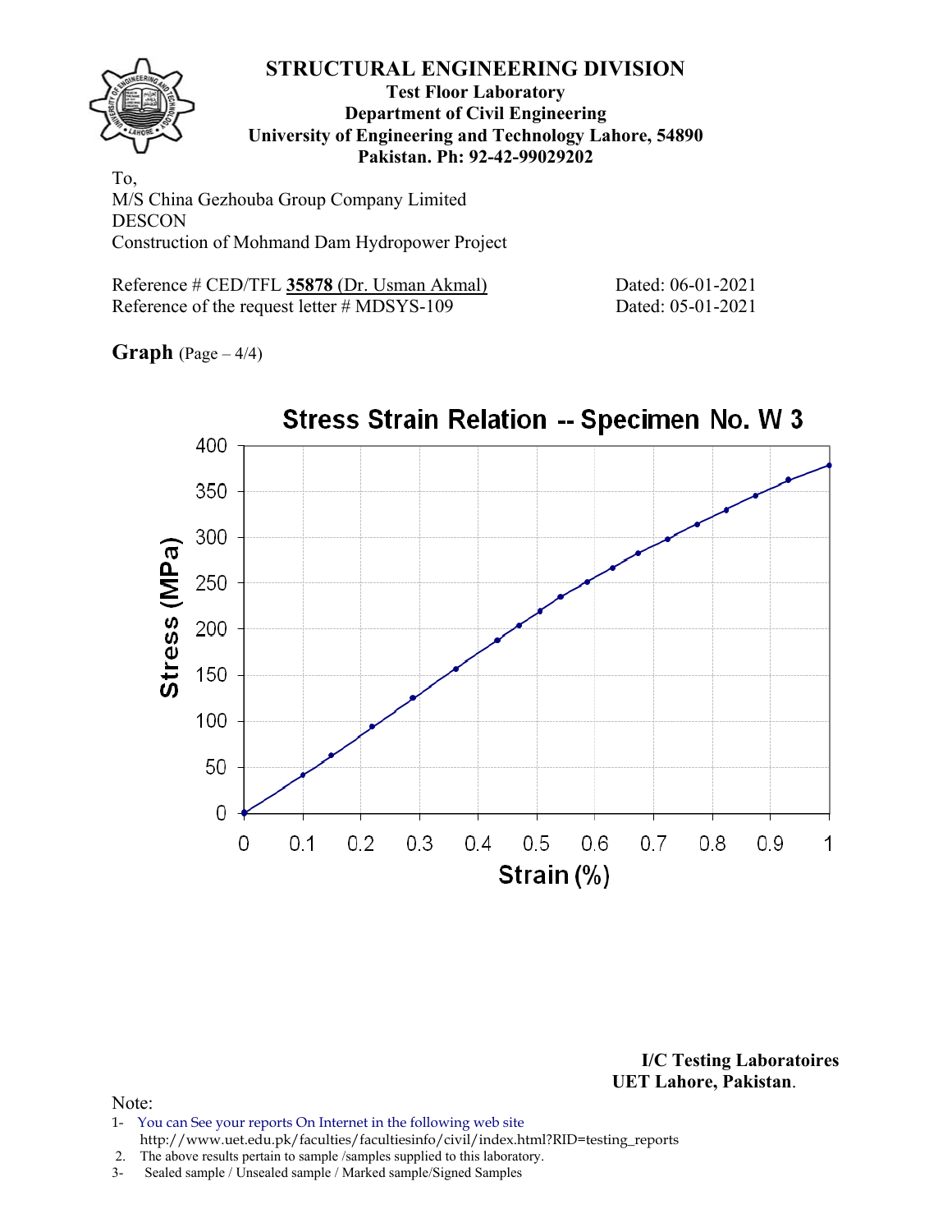# STRUCTURAL ENGINEERING DIVISION

**Test Floor Laboratory**
**Department of Civil Engineering**
**University of Engineering and Technology Lahore, 54890**
**Pakistan. Ph: 92-42-99029202**

To,
M/S China Gezhouba Group Company Limited
DESCON
Construction of Mohmand Dam Hydropower Project

Reference # CED/TFL **35878** (Dr. Usman Akmal) Dated: 06-01-2021
Reference of the request letter # MDSYS-109 Dated: 05-01-2021

**Graph** (Page – 4/4)

**Stress Strain Relation -- Specimen No. W 3**

Stress (MPa) vs. Strain (%)

**I/C Testing Laboratoires**
**UET Lahore, Pakistan.**

Note:
1- You can See your reports On Internet in the following web site
http://www.uet.edu.pk/faculties/facultiesinfo/civil/index.html?RID=testing_reports
2. The above results pertain to sample /samples supplied to this laboratory.
3- Sealed sample / Unsealed sample / Marked sample/Signed Samples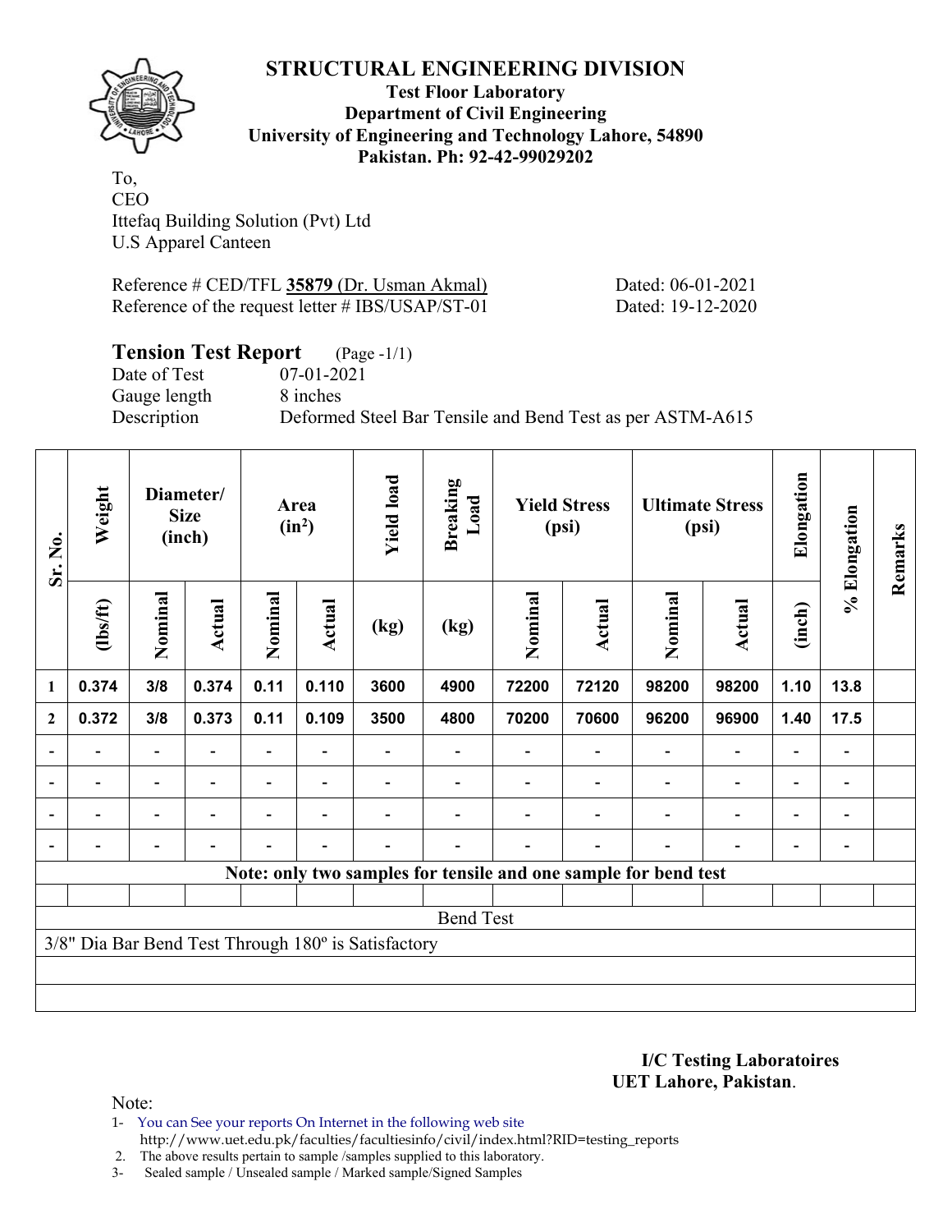# STRUCTURAL ENGINEERING DIVISION

**Test Floor Laboratory**
**Department of Civil Engineering**
**University of Engineering and Technology Lahore, 54890**
**Pakistan. Ph: 92-42-99029202**

To,
CEO
Ittefaq Building Solution (Pvt) Ltd
U.S Apparel Canteen

Reference # CED/TFL **35879** (Dr. Usman Akmal) Dated: 06-01-2021
Reference of the request letter # IBS/USAP/ST-01 Dated: 19-12-2020

## Tension Test Report (Page -1/1)

Date of Test 07-01-2021
Gauge length 8 inches
Description Deformed Steel Bar Tensile and Bend Test as per ASTM-A615

| Sr. No. | Weight | Diameter/ Size (inch) | | Area ($in^2$) | | Yield load | Breaking Load | Yield Stress (psi) | | Ultimate Stress (psi) | | Elongation | % Elongation | Remarks |
|---|---|---|---|---|---|---|---|---|---|---|---|---|---|---|
| | (lbs/ft) | Nominal | Actual | Nominal | Actual | (kg) | (kg) | Nominal | Actual | Nominal | Actual | (inch) | | |
| 1 | 0.374 | 3/8 | 0.374 | 0.11 | 0.110 | 3600 | 4900 | 72200 | 72120 | 98200 | 98200 | 1.10 | 13.8 | |
| 2 | 0.372 | 3/8 | 0.373 | 0.11 | 0.109 | 3500 | 4800 | 70200 | 70600 | 96200 | 96900 | 1.40 | 17.5 | |
| - | - | - | - | - | - | - | - | - | - | - | - | - | - | |
| - | - | - | - | - | - | - | - | - | - | - | - | - | - | |
| - | - | - | - | - | - | - | - | - | - | - | - | - | - | |
| - | - | - | - | - | - | - | - | - | - | - | - | - | - | |

**Note: only two samples for tensile and one sample for bend test**

Bend Test

3/8" Dia Bar Bend Test Through 180º is Satisfactory

**I/C Testing Laboratoires**
**UET Lahore, Pakistan**.

Note:
1- You can See your reports On Internet in the following web site
http://www.uet.edu.pk/faculties/facultiesinfo/civil/index.html?RID=testing_reports
2. The above results pertain to sample /samples supplied to this laboratory.
3- Sealed sample / Unsealed sample / Marked sample/Signed Samples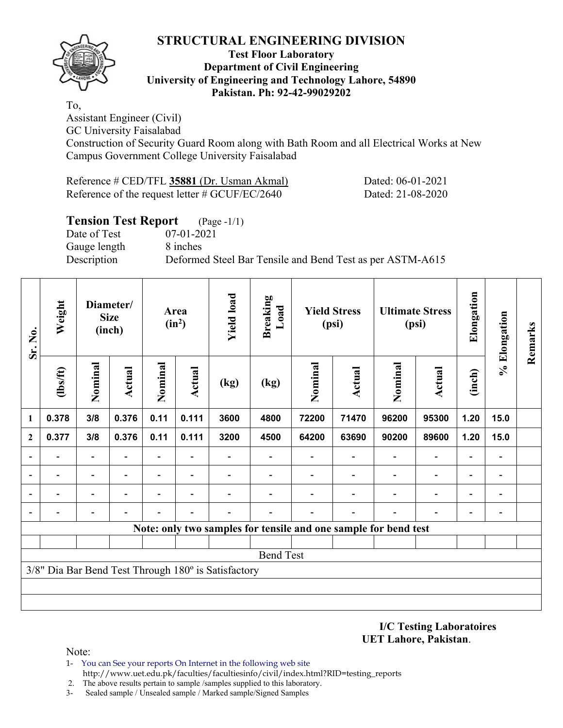# STRUCTURAL ENGINEERING DIVISION

**Test Floor Laboratory**
**Department of Civil Engineering**
**University of Engineering and Technology Lahore, 54890**
**Pakistan. Ph: 92-42-99029202**

To,
Assistant Engineer (Civil)
GC University Faisalabad
Construction of Security Guard Room along with Bath Room and all Electrical Works at New Campus Government College University Faisalabad

Reference # CED/TFL **35881** (Dr. Usman Akmal) Dated: 06-01-2021
Reference of the request letter # GCUF/EC/2640 Dated: 21-08-2020

## Tension Test Report (Page -1/1)

Date of Test 07-01-2021
Gauge length 8 inches
Description Deformed Steel Bar Tensile and Bend Test as per ASTM-A615

| Sr. No. | Weight | Diameter/ Size (inch) | | Area ($in^2$) | | Yield load | Breaking Load | Yield Stress (psi) | | Ultimate Stress (psi) | | Elongation | % Elongation | Remarks |
|---|---|---|---|---|---|---|---|---|---|---|---|---|---|---|
| | (lbs/ft) | Nominal | Actual | Nominal | Actual | (kg) | (kg) | Nominal | Actual | Nominal | Actual | (inch) | | |
| 1 | 0.378 | 3/8 | 0.376 | 0.11 | 0.111 | 3600 | 4800 | 72200 | 71470 | 96200 | 95300 | 1.20 | 15.0 | |
| 2 | 0.377 | 3/8 | 0.376 | 0.11 | 0.111 | 3200 | 4500 | 64200 | 63690 | 90200 | 89600 | 1.20 | 15.0 | |
| - | - | - | - | - | - | - | - | - | - | - | - | - | - | |
| - | - | - | - | - | - | - | - | - | - | - | - | - | - | |
| - | - | - | - | - | - | - | - | - | - | - | - | - | - | |
| - | - | - | - | - | - | - | - | - | - | - | - | - | - | |

**Note: only two samples for tensile and one sample for bend test**

Bend Test

3/8" Dia Bar Bend Test Through 180º is Satisfactory

**I/C Testing Laboratoires**
**UET Lahore, Pakistan**.

Note:
1- You can See your reports On Internet in the following web site
http://www.uet.edu.pk/faculties/facultiesinfo/civil/index.html?RID=testing_reports
2. The above results pertain to sample /samples supplied to this laboratory.
3- Sealed sample / Unsealed sample / Marked sample/Signed Samples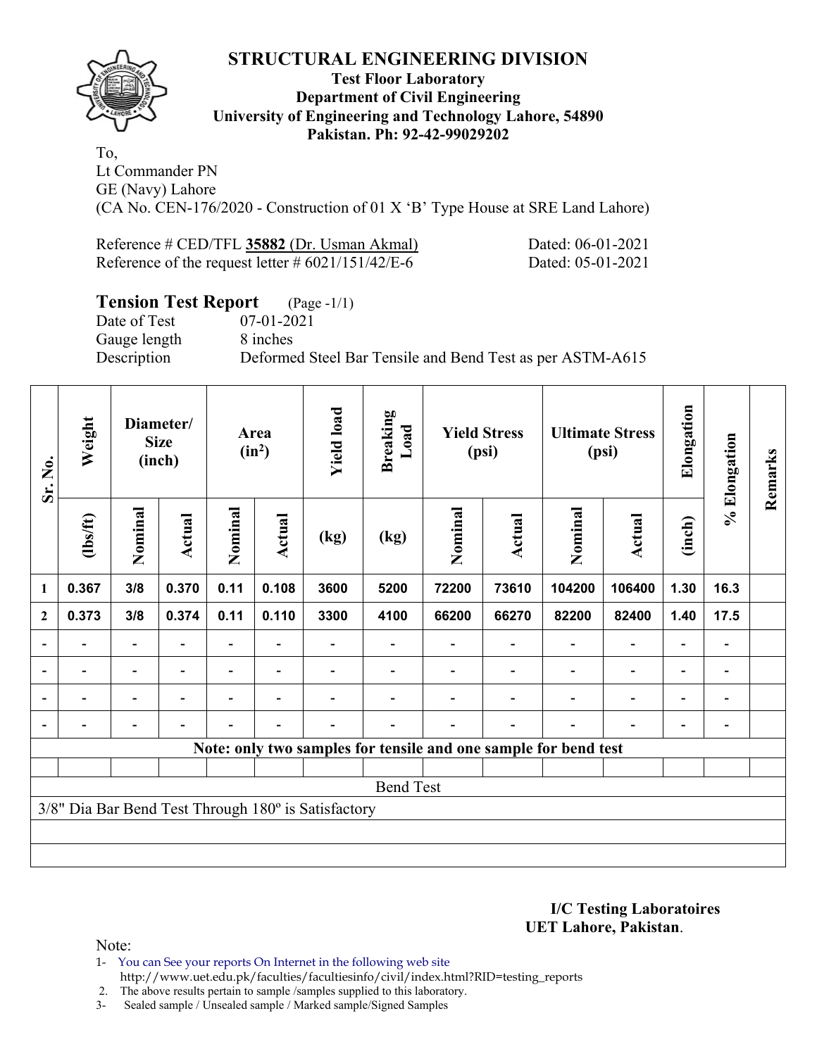# STRUCTURAL ENGINEERING DIVISION

**Test Floor Laboratory**
**Department of Civil Engineering**
**University of Engineering and Technology Lahore, 54890**
**Pakistan. Ph: 92-42-99029202**

To,
Lt Commander PN
GE (Navy) Lahore
(CA No. CEN-176/2020 - Construction of 01 X 'B' Type House at SRE Land Lahore)

Reference # CED/TFL **35882** (Dr. Usman Akmal) Dated: 06-01-2021
Reference of the request letter # 6021/151/42/E-6 Dated: 05-01-2021

## Tension Test Report (Page -1/1)

Date of Test 07-01-2021
Gauge length 8 inches
Description Deformed Steel Bar Tensile and Bend Test as per ASTM-A615

| Sr. No. | Weight | Diameter/ Size (inch) | | Area ($in^2$) | | Yield load | Breaking Load | Yield Stress (psi) | | Ultimate Stress (psi) | | Elongation | % Elongation | Remarks |
|---|---|---|---|---|---|---|---|---|---|---|---|---|---|---|
| | (lbs/ft) | Nominal | Actual | Nominal | Actual | (kg) | (kg) | Nominal | Actual | Nominal | Actual | (inch) | | |
| 1 | 0.367 | 3/8 | 0.370 | 0.11 | 0.108 | 3600 | 5200 | 72200 | 73610 | 104200 | 106400 | 1.30 | 16.3 | |
| 2 | 0.373 | 3/8 | 0.374 | 0.11 | 0.110 | 3300 | 4100 | 66200 | 66270 | 82200 | 82400 | 1.40 | 17.5 | |
| - | - | - | - | - | - | - | - | - | - | - | - | - | - | |
| - | - | - | - | - | - | - | - | - | - | - | - | - | - | |
| - | - | - | - | - | - | - | - | - | - | - | - | - | - | |
| - | - | - | - | - | - | - | - | - | - | - | - | - | - | |

**Note: only two samples for tensile and one sample for bend test**

Bend Test

3/8" Dia Bar Bend Test Through 180º is Satisfactory

**I/C Testing Laboratoires**
**UET Lahore, Pakistan**.

Note:
1- You can See your reports On Internet in the following web site
http://www.uet.edu.pk/faculties/facultiesinfo/civil/index.html?RID=testing_reports
2. The above results pertain to sample /samples supplied to this laboratory.
3- Sealed sample / Unsealed sample / Marked sample/Signed Samples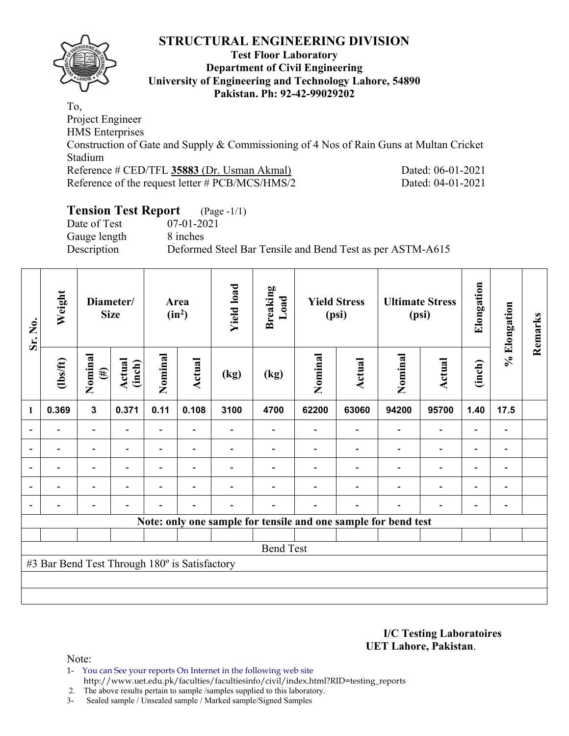# STRUCTURAL ENGINEERING DIVISION

**Test Floor Laboratory**
**Department of Civil Engineering**
**University of Engineering and Technology Lahore, 54890**
**Pakistan. Ph: 92-42-99029202**

To,
Project Engineer
HMS Enterprises
Construction of Gate and Supply & Commissioning of 4 Nos of Rain Guns at Multan Cricket Stadium
Reference # CED/TFL **35883** (Dr. Usman Akmal) Dated: 06-01-2021
Reference of the request letter # PCB/MCS/HMS/2 Dated: 04-01-2021

## Tension Test Report (Page -1/1)

Date of Test 07-01-2021
Gauge length 8 inches
Description Deformed Steel Bar Tensile and Bend Test as per ASTM-A615

| Sr. No. | Weight | Diameter/ Size | | Area ($in^2$) | | Yield load | Breaking Load | Yield Stress (psi) | | Ultimate Stress (psi) | | Elongation | % Elongation | Remarks |
|---|---|---|---|---|---|---|---|---|---|---|---|---|---|---|
| | (lbs/ft) | Nominal (#) | Actual (inch) | Nominal | Actual | (kg) | (kg) | Nominal | Actual | Nominal | Actual | (inch) | | |
| 1 | 0.369 | 3 | 0.371 | 0.11 | 0.108 | 3100 | 4700 | 62200 | 63060 | 94200 | 95700 | 1.40 | 17.5 | |
| - | - | - | - | - | - | - | - | - | - | - | - | - | - | |
| - | - | - | - | - | - | - | - | - | - | - | - | - | - | |
| - | - | - | - | - | - | - | - | - | - | - | - | - | - | |
| - | - | - | - | - | - | - | - | - | - | - | - | - | - | |
| - | - | - | - | - | - | - | - | - | - | - | - | - | - | |
| **Note: only one sample for tensile and one sample for bend test** | | | | | | | | | | | | | | |
| | | | | | | | | | | | | | | |
| Bend Test | | | | | | | | | | | | | | |
| #3 Bar Bend Test Through 180º is Satisfactory | | | | | | | | | | | | | | |

**I/C Testing Laboratoires**
**UET Lahore, Pakistan**.

Note:
1- You can See your reports On Internet in the following web site
http://www.uet.edu.pk/faculties/facultiesinfo/civil/index.html?RID=testing_reports
2. The above results pertain to sample /samples supplied to this laboratory.
3- Sealed sample / Unsealed sample / Marked sample/Signed Samples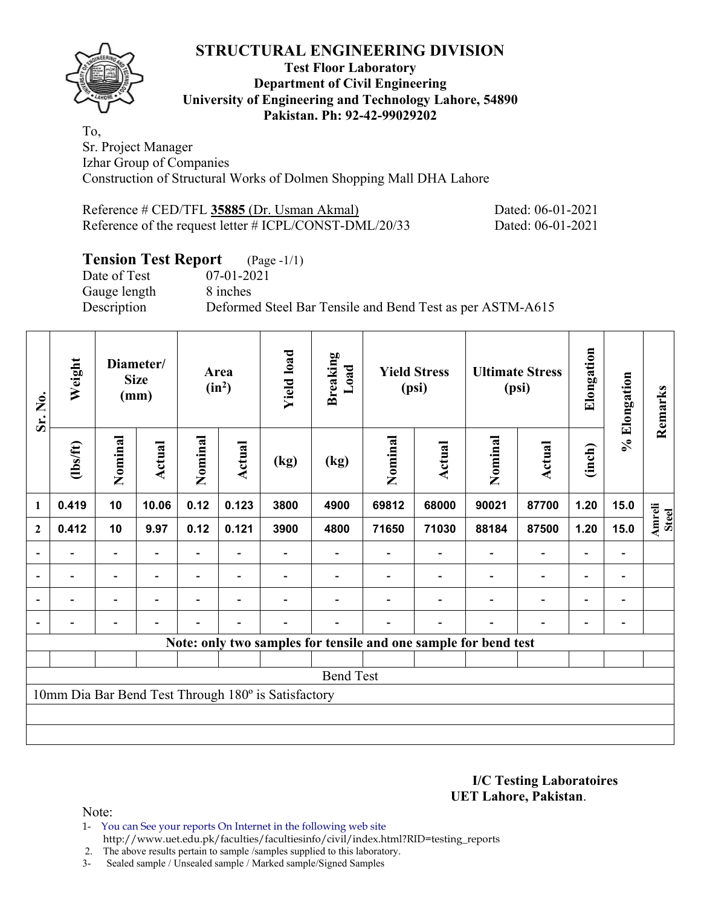# STRUCTURAL ENGINEERING DIVISION

**Test Floor Laboratory**
**Department of Civil Engineering**
**University of Engineering and Technology Lahore, 54890**
**Pakistan. Ph: 92-42-99029202**

To,
Sr. Project Manager
Izhar Group of Companies
Construction of Structural Works of Dolmen Shopping Mall DHA Lahore

Reference # CED/TFL **35885** (Dr. Usman Akmal) Dated: 06-01-2021
Reference of the request letter # ICPL/CONST-DML/20/33 Dated: 06-01-2021

## Tension Test Report (Page -1/1)

Date of Test 07-01-2021
Gauge length 8 inches
Description Deformed Steel Bar Tensile and Bend Test as per ASTM-A615

| Sr. No. | Weight | Diameter/ Size (mm) | | Area ($in^2$) | | Yield load | Breaking Load | Yield Stress (psi) | | Ultimate Stress (psi) | | Elongation | % Elongation | Remarks |
|---|---|---|---|---|---|---|---|---|---|---|---|---|---|---|
| | (lbs/ft) | Nominal | Actual | Nominal | Actual | (kg) | (kg) | Nominal | Actual | Nominal | Actual | (inch) | | |
| 1 | 0.419 | 10 | 10.06 | 0.12 | 0.123 | 3800 | 4900 | 69812 | 68000 | 90021 | 87700 | 1.20 | 15.0 | Amreli Steel |
| 2 | 0.412 | 10 | 9.97 | 0.12 | 0.121 | 3900 | 4800 | 71650 | 71030 | 88184 | 87500 | 1.20 | 15.0 | |
| - | - | - | - | - | - | - | - | - | - | - | - | - | - | |
| - | - | - | - | - | - | - | - | - | - | - | - | - | - | |
| - | - | - | - | - | - | - | - | - | - | - | - | - | - | |
| - | - | - | - | - | - | - | - | - | - | - | - | - | - | |

**Note: only two samples for tensile and one sample for bend test**

Bend Test

10mm Dia Bar Bend Test Through 180º is Satisfactory

**I/C Testing Laboratoires**
**UET Lahore, Pakistan**.

Note:
1- You can See your reports On Internet in the following web site
http://www.uet.edu.pk/faculties/facultiesinfo/civil/index.html?RID=testing_reports
2. The above results pertain to sample /samples supplied to this laboratory.
3- Sealed sample / Unsealed sample / Marked sample/Signed Samples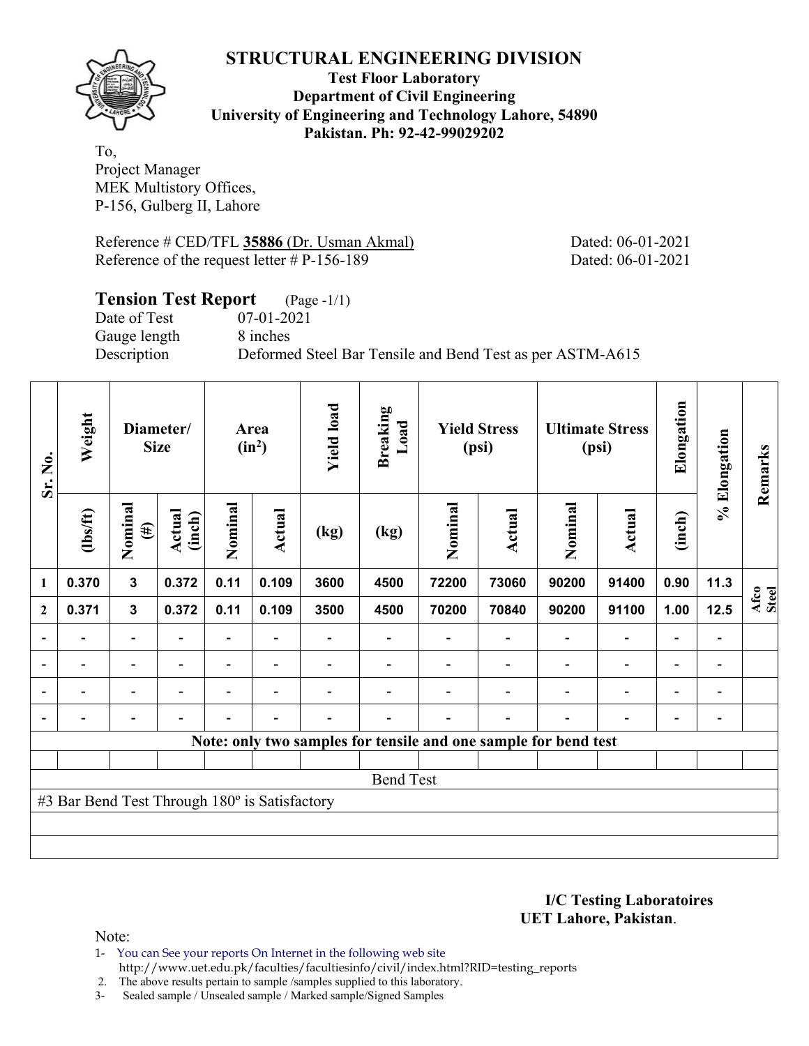# STRUCTURAL ENGINEERING DIVISION

**Test Floor Laboratory**
**Department of Civil Engineering**
**University of Engineering and Technology Lahore, 54890**
**Pakistan. Ph: 92-42-99029202**

To,
Project Manager
MEK Multistory Offices,
P-156, Gulberg II, Lahore

Reference # CED/TFL **35886** (Dr. Usman Akmal) Dated: 06-01-2021
Reference of the request letter # P-156-189 Dated: 06-01-2021

## Tension Test Report (Page -1/1)

Date of Test 07-01-2021
Gauge length 8 inches
Description Deformed Steel Bar Tensile and Bend Test as per ASTM-A615

| Sr. No. | Weight | Diameter/ Size | | Area ($in^2$) | | Yield load | Breaking Load | Yield Stress (psi) | | Ultimate Stress (psi) | | Elongation | % Elongation | Remarks |
|---|---|---|---|---|---|---|---|---|---|---|---|---|---|---|
| | (lbs/ft) | Nominal (#) | Actual (inch) | Nominal | Actual | (kg) | (kg) | Nominal | Actual | Nominal | Actual | (inch) | | |
| 1 | 0.370 | 3 | 0.372 | 0.11 | 0.109 | 3600 | 4500 | 72200 | 73060 | 90200 | 91400 | 0.90 | 11.3 | Afco Steel |
| 2 | 0.371 | 3 | 0.372 | 0.11 | 0.109 | 3500 | 4500 | 70200 | 70840 | 90200 | 91100 | 1.00 | 12.5 | |
| - | - | - | - | - | - | - | - | - | - | - | - | - | - | |
| - | - | - | - | - | - | - | - | - | - | - | - | - | - | |
| - | - | - | - | - | - | - | - | - | - | - | - | - | - | |
| - | - | - | - | - | - | - | - | - | - | - | - | - | - | |

Note: only two samples for tensile and one sample for bend test

Bend Test

#3 Bar Bend Test Through 180º is Satisfactory

**I/C Testing Laboratoires**
**UET Lahore, Pakistan**.

Note:
1- You can See your reports On Internet in the following web site
http://www.uet.edu.pk/faculties/facultiesinfo/civil/index.html?RID=testing_reports
2. The above results pertain to sample /samples supplied to this laboratory.
3- Sealed sample / Unsealed sample / Marked sample/Signed Samples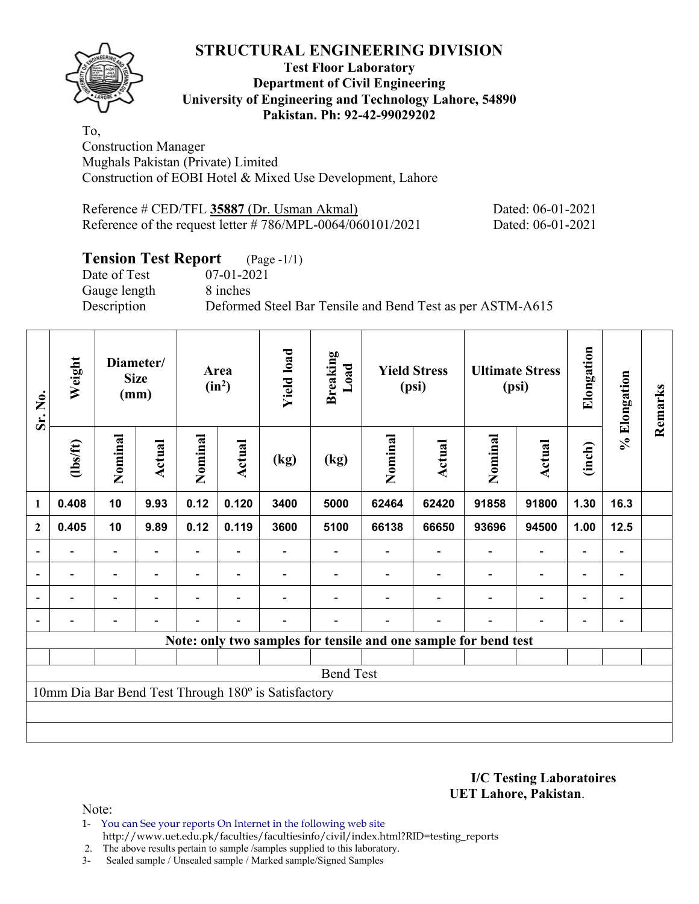# STRUCTURAL ENGINEERING DIVISION

**Test Floor Laboratory**
**Department of Civil Engineering**
**University of Engineering and Technology Lahore, 54890**
**Pakistan. Ph: 92-42-99029202**

To,
Construction Manager
Mughals Pakistan (Private) Limited
Construction of EOBI Hotel & Mixed Use Development, Lahore

Reference # CED/TFL **35887** (Dr. Usman Akmal) Dated: 06-01-2021
Reference of the request letter # 786/MPL-0064/060101/2021 Dated: 06-01-2021

## Tension Test Report (Page -1/1)

Date of Test 07-01-2021
Gauge length 8 inches
Description Deformed Steel Bar Tensile and Bend Test as per ASTM-A615

| Sr. No. | Weight | Diameter/ Size (mm) | | Area (in$^2$) | | Yield load | Breaking Load | Yield Stress (psi) | | Ultimate Stress (psi) | | Elongation | % Elongation | Remarks |
|---|---|---|---|---|---|---|---|---|---|---|---|---|---|---|
| | (lbs/ft) | Nominal | Actual | Nominal | Actual | (kg) | (kg) | Nominal | Actual | Nominal | Actual | (inch) | | |
| 1 | 0.408 | 10 | 9.93 | 0.12 | 0.120 | 3400 | 5000 | 62464 | 62420 | 91858 | 91800 | 1.30 | 16.3 | |
| 2 | 0.405 | 10 | 9.89 | 0.12 | 0.119 | 3600 | 5100 | 66138 | 66650 | 93696 | 94500 | 1.00 | 12.5 | |
| - | - | - | - | - | - | - | - | - | - | - | - | - | - | |
| - | - | - | - | - | - | - | - | - | - | - | - | - | - | |
| - | - | - | - | - | - | - | - | - | - | - | - | - | - | |
| - | - | - | - | - | - | - | - | - | - | - | - | - | - | |

**Note: only two samples for tensile and one sample for bend test**

Bend Test

10mm Dia Bar Bend Test Through 180º is Satisfactory

**I/C Testing Laboratoires**
**UET Lahore, Pakistan**.

Note:

1- You can See your reports On Internet in the following web site http://www.uet.edu.pk/faculties/facultiesinfo/civil/index.html?RID=testing_reports
2. The above results pertain to sample /samples supplied to this laboratory.
3- Sealed sample / Unsealed sample / Marked sample/Signed Samples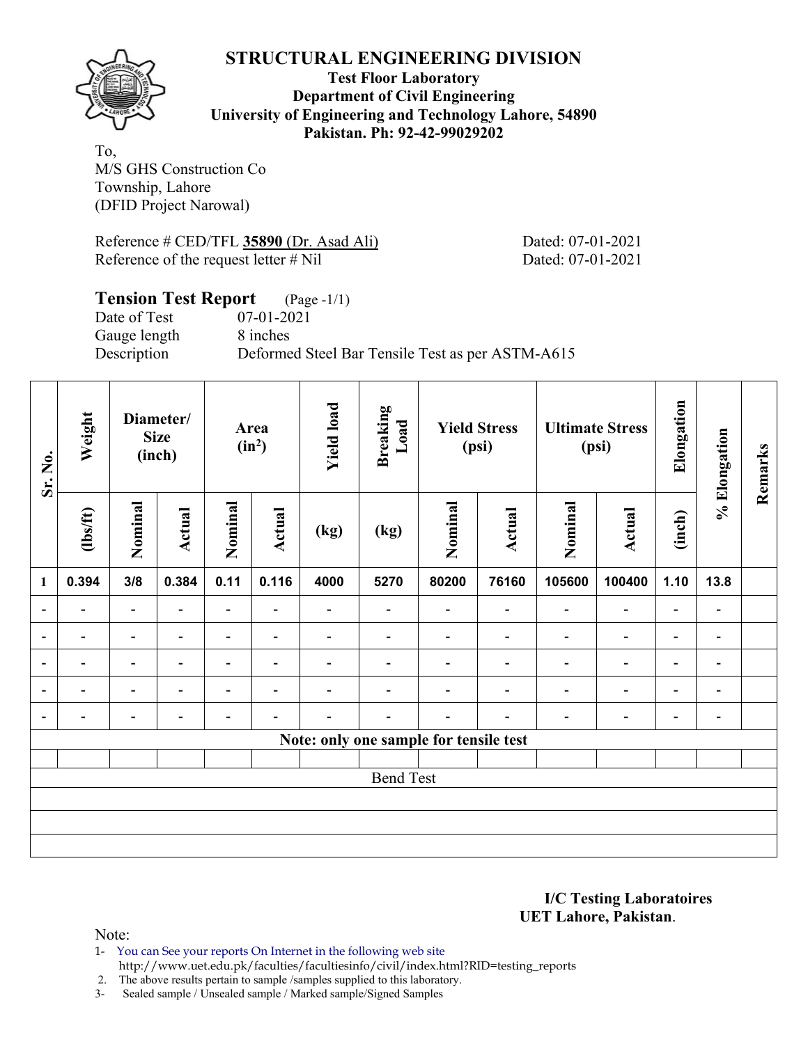# STRUCTURAL ENGINEERING DIVISION

**Test Floor Laboratory**
**Department of Civil Engineering**
**University of Engineering and Technology Lahore, 54890**
**Pakistan. Ph: 92-42-99029202**

To,
M/S GHS Construction Co
Township, Lahore
(DFID Project Narowal)

Reference # CED/TFL **35890** (Dr. Asad Ali) Dated: 07-01-2021
Reference of the request letter # Nil Dated: 07-01-2021

**Tension Test Report** (Page -1/1)
Date of Test 07-01-2021
Gauge length 8 inches
Description Deformed Steel Bar Tensile Test as per ASTM-A615

| Sr. No. | Weight | Diameter/ Size (inch) | | Area ($in^2$) | | Yield load | Breaking Load | Yield Stress (psi) | | Ultimate Stress (psi) | | Elongation | % Elongation | Remarks |
|---|---|---|---|---|---|---|---|---|---|---|---|---|---|---|
| | (lbs/ft) | Nominal | Actual | Nominal | Actual | (kg) | (kg) | Nominal | Actual | Nominal | Actual | (inch) | | |
| **1** | **0.394** | **3/8** | **0.384** | **0.11** | **0.116** | **4000** | **5270** | **80200** | **76160** | **105600** | **100400** | **1.10** | **13.8** | |
| - | - | - | - | - | - | - | - | - | - | - | - | - | - | |
| - | - | - | - | - | - | - | - | - | - | - | - | - | - | |
| - | - | - | - | - | - | - | - | - | - | - | - | - | - | |
| - | - | - | - | - | - | - | - | - | - | - | - | - | - | |
| - | - | - | - | - | - | - | - | - | - | - | - | - | - | |
| **Note: only one sample for tensile test** | | | | | | | | | | | | | | |
| | | | | | | | | | | | | | | |
| Bend Test | | | | | | | | | | | | | | |
| | | | | | | | | | | | | | | |
| | | | | | | | | | | | | | | |
| | | | | | | | | | | | | | | |

**I/C Testing Laboratoires**
**UET Lahore, Pakistan**.

Note:

1- You can See your reports On Internet in the following web site
http://www.uet.edu.pk/faculties/facultiesinfo/civil/index.html?RID=testing_reports

2. The above results pertain to sample /samples supplied to this laboratory.

3- Sealed sample / Unsealed sample / Marked sample/Signed Samples